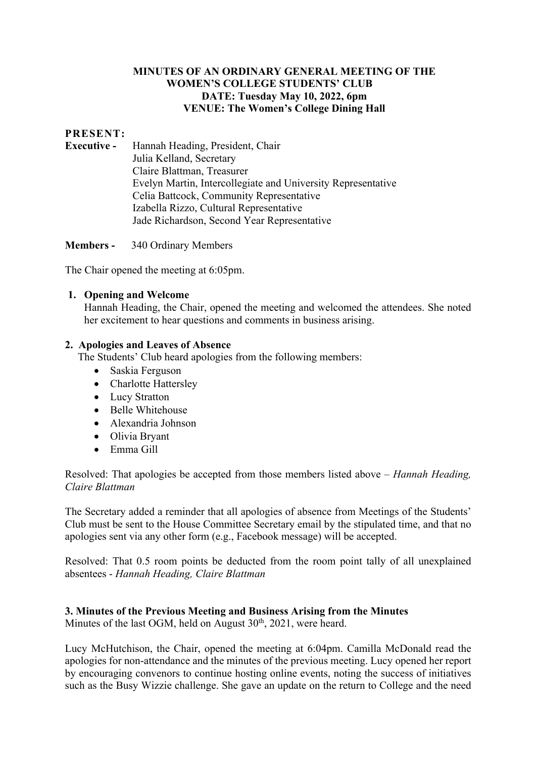# MINUTES OF AN ORDINARY GENERAL MEETING OF THE WOMEN'S COLLEGE STUDENTS' CLUB

**DATE: Tuesday May 10, 2022, 6pm**

**VENUE: The Women's College Dining Hall**

**PRESENT:**

**Executive -** Hannah Heading, President, Chair
Julia Kelland, Secretary
Claire Blattman, Treasurer
Evelyn Martin, Intercollegiate and University Representative
Celia Battcock, Community Representative
Izabella Rizzo, Cultural Representative
Jade Richardson, Second Year Representative

**Members -** 340 Ordinary Members

The Chair opened the meeting at 6:05pm.

## 1. Opening and Welcome

Hannah Heading, the Chair, opened the meeting and welcomed the attendees. She noted her excitement to hear questions and comments in business arising.

## 2. Apologies and Leaves of Absence

The Students' Club heard apologies from the following members:

- Saskia Ferguson
- Charlotte Hattersley
- Lucy Stratton
- Belle Whitehouse
- Alexandria Johnson
- Olivia Bryant
- Emma Gill

Resolved: That apologies be accepted from those members listed above – *Hannah Heading, Claire Blattman*

The Secretary added a reminder that all apologies of absence from Meetings of the Students' Club must be sent to the House Committee Secretary email by the stipulated time, and that no apologies sent via any other form (e.g., Facebook message) will be accepted.

Resolved: That 0.5 room points be deducted from the room point tally of all unexplained absentees - *Hannah Heading, Claire Blattman*

## 3. Minutes of the Previous Meeting and Business Arising from the Minutes

Minutes of the last OGM, held on August 30th, 2021, were heard.

Lucy McHutchison, the Chair, opened the meeting at 6:04pm. Camilla McDonald read the apologies for non-attendance and the minutes of the previous meeting. Lucy opened her report by encouraging convenors to continue hosting online events, noting the success of initiatives such as the Busy Wizzie challenge. She gave an update on the return to College and the need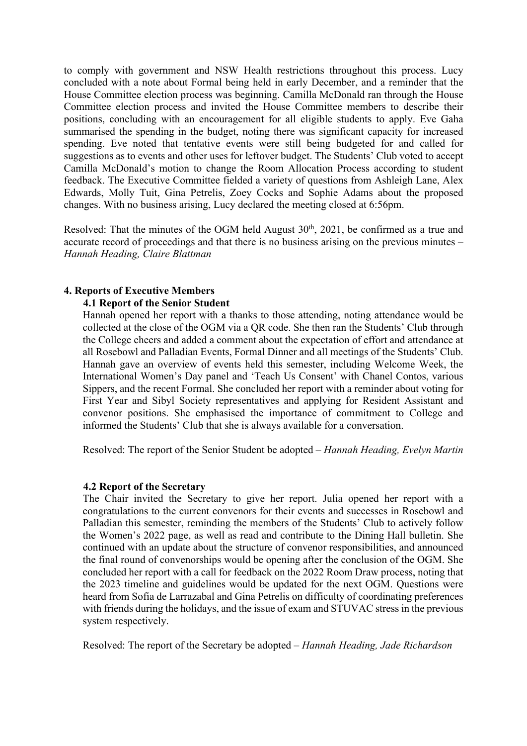to comply with government and NSW Health restrictions throughout this process. Lucy concluded with a note about Formal being held in early December, and a reminder that the House Committee election process was beginning. Camilla McDonald ran through the House Committee election process and invited the House Committee members to describe their positions, concluding with an encouragement for all eligible students to apply. Eve Gaha summarised the spending in the budget, noting there was significant capacity for increased spending. Eve noted that tentative events were still being budgeted for and called for suggestions as to events and other uses for leftover budget. The Students' Club voted to accept Camilla McDonald's motion to change the Room Allocation Process according to student feedback. The Executive Committee fielded a variety of questions from Ashleigh Lane, Alex Edwards, Molly Tuit, Gina Petrelis, Zoey Cocks and Sophie Adams about the proposed changes. With no business arising, Lucy declared the meeting closed at 6:56pm.

Resolved: That the minutes of the OGM held August 30th, 2021, be confirmed as a true and accurate record of proceedings and that there is no business arising on the previous minutes – *Hannah Heading, Claire Blattman*

## 4. Reports of Executive Members

### 4.1 Report of the Senior Student

Hannah opened her report with a thanks to those attending, noting attendance would be collected at the close of the OGM via a QR code. She then ran the Students' Club through the College cheers and added a comment about the expectation of effort and attendance at all Rosebowl and Palladian Events, Formal Dinner and all meetings of the Students' Club. Hannah gave an overview of events held this semester, including Welcome Week, the International Women's Day panel and 'Teach Us Consent' with Chanel Contos, various Sippers, and the recent Formal. She concluded her report with a reminder about voting for First Year and Sibyl Society representatives and applying for Resident Assistant and convenor positions. She emphasised the importance of commitment to College and informed the Students' Club that she is always available for a conversation.

Resolved: The report of the Senior Student be adopted – *Hannah Heading, Evelyn Martin*

### 4.2 Report of the Secretary

The Chair invited the Secretary to give her report. Julia opened her report with a congratulations to the current convenors for their events and successes in Rosebowl and Palladian this semester, reminding the members of the Students' Club to actively follow the Women's 2022 page, as well as read and contribute to the Dining Hall bulletin. She continued with an update about the structure of convenor responsibilities, and announced the final round of convenorships would be opening after the conclusion of the OGM. She concluded her report with a call for feedback on the 2022 Room Draw process, noting that the 2023 timeline and guidelines would be updated for the next OGM. Questions were heard from Sofia de Larrazabal and Gina Petrelis on difficulty of coordinating preferences with friends during the holidays, and the issue of exam and STUVAC stress in the previous system respectively.

Resolved: The report of the Secretary be adopted – *Hannah Heading, Jade Richardson*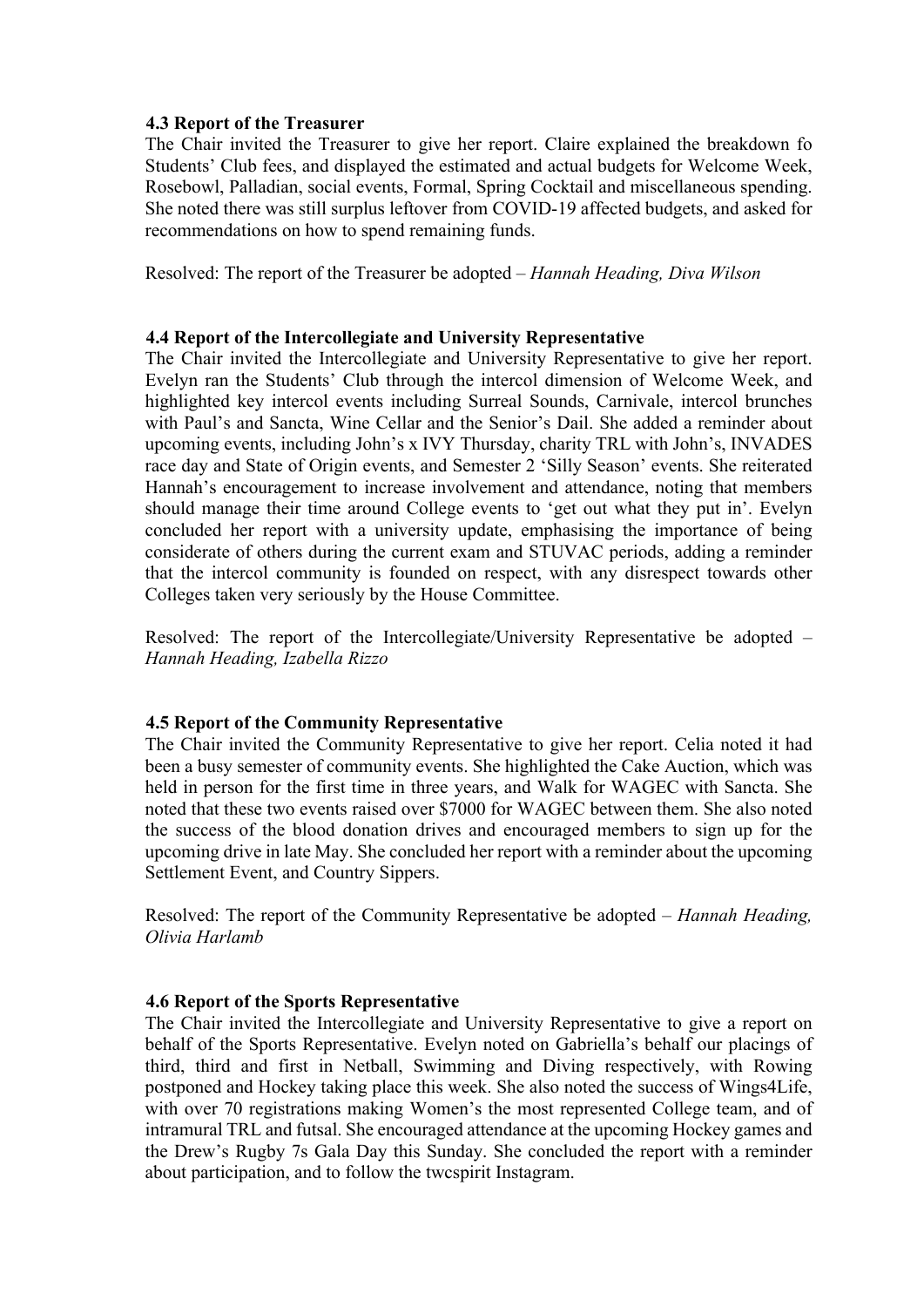### 4.3 Report of the Treasurer

The Chair invited the Treasurer to give her report. Claire explained the breakdown fo Students' Club fees, and displayed the estimated and actual budgets for Welcome Week, Rosebowl, Palladian, social events, Formal, Spring Cocktail and miscellaneous spending. She noted there was still surplus leftover from COVID-19 affected budgets, and asked for recommendations on how to spend remaining funds.

Resolved: The report of the Treasurer be adopted – *Hannah Heading, Diva Wilson*

### 4.4 Report of the Intercollegiate and University Representative

The Chair invited the Intercollegiate and University Representative to give her report. Evelyn ran the Students' Club through the intercol dimension of Welcome Week, and highlighted key intercol events including Surreal Sounds, Carnivale, intercol brunches with Paul's and Sancta, Wine Cellar and the Senior's Dail. She added a reminder about upcoming events, including John's x IVY Thursday, charity TRL with John's, INVADES race day and State of Origin events, and Semester 2 'Silly Season' events. She reiterated Hannah's encouragement to increase involvement and attendance, noting that members should manage their time around College events to 'get out what they put in'. Evelyn concluded her report with a university update, emphasising the importance of being considerate of others during the current exam and STUVAC periods, adding a reminder that the intercol community is founded on respect, with any disrespect towards other Colleges taken very seriously by the House Committee.

Resolved: The report of the Intercollegiate/University Representative be adopted – *Hannah Heading, Izabella Rizzo*

### 4.5 Report of the Community Representative

The Chair invited the Community Representative to give her report. Celia noted it had been a busy semester of community events. She highlighted the Cake Auction, which was held in person for the first time in three years, and Walk for WAGEC with Sancta. She noted that these two events raised over $7000 for WAGEC between them. She also noted the success of the blood donation drives and encouraged members to sign up for the upcoming drive in late May. She concluded her report with a reminder about the upcoming Settlement Event, and Country Sippers.

Resolved: The report of the Community Representative be adopted – *Hannah Heading, Olivia Harlamb*

### 4.6 Report of the Sports Representative

The Chair invited the Intercollegiate and University Representative to give a report on behalf of the Sports Representative. Evelyn noted on Gabriella's behalf our placings of third, third and first in Netball, Swimming and Diving respectively, with Rowing postponed and Hockey taking place this week. She also noted the success of Wings4Life, with over 70 registrations making Women's the most represented College team, and of intramural TRL and futsal. She encouraged attendance at the upcoming Hockey games and the Drew's Rugby 7s Gala Day this Sunday. She concluded the report with a reminder about participation, and to follow the twcspirit Instagram.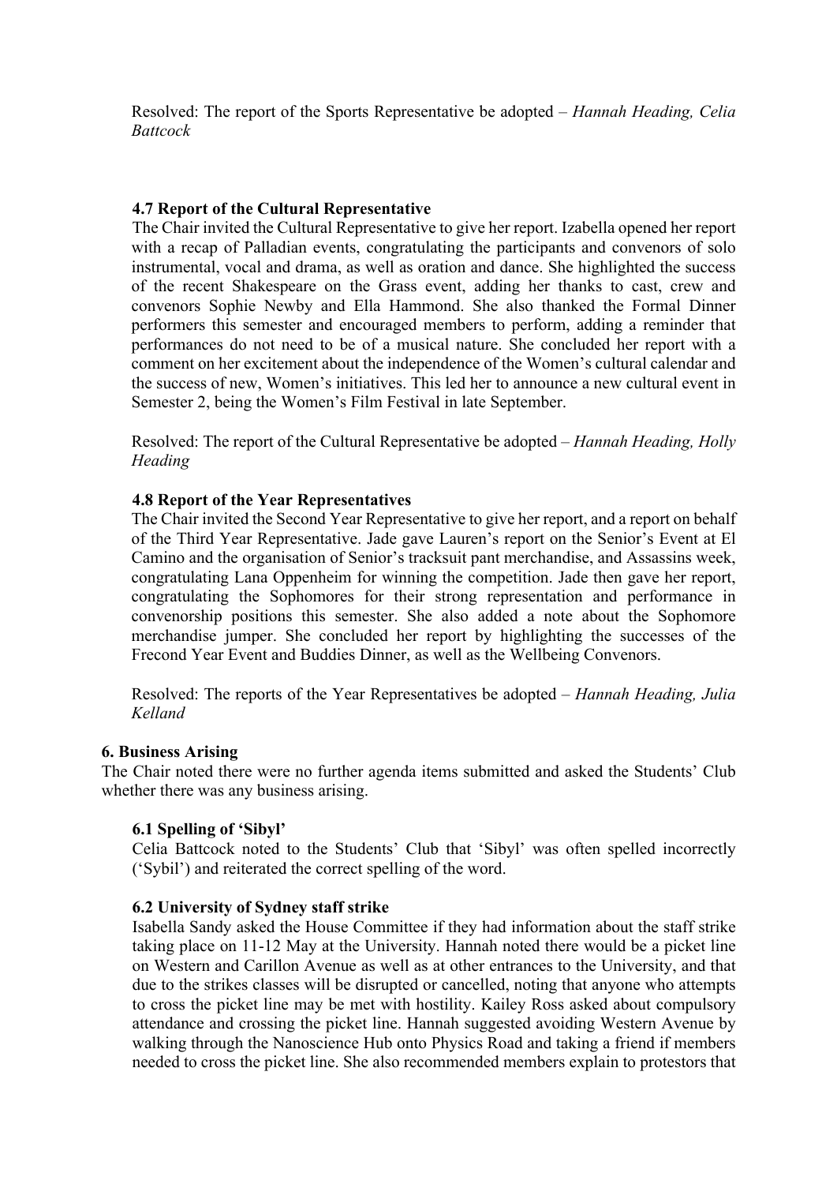Resolved: The report of the Sports Representative be adopted – *Hannah Heading, Celia Battcock*

### 4.7 Report of the Cultural Representative

The Chair invited the Cultural Representative to give her report. Izabella opened her report with a recap of Palladian events, congratulating the participants and convenors of solo instrumental, vocal and drama, as well as oration and dance. She highlighted the success of the recent Shakespeare on the Grass event, adding her thanks to cast, crew and convenors Sophie Newby and Ella Hammond. She also thanked the Formal Dinner performers this semester and encouraged members to perform, adding a reminder that performances do not need to be of a musical nature. She concluded her report with a comment on her excitement about the independence of the Women's cultural calendar and the success of new, Women's initiatives. This led her to announce a new cultural event in Semester 2, being the Women's Film Festival in late September.

Resolved: The report of the Cultural Representative be adopted – *Hannah Heading, Holly Heading*

### 4.8 Report of the Year Representatives

The Chair invited the Second Year Representative to give her report, and a report on behalf of the Third Year Representative. Jade gave Lauren's report on the Senior's Event at El Camino and the organisation of Senior's tracksuit pant merchandise, and Assassins week, congratulating Lana Oppenheim for winning the competition. Jade then gave her report, congratulating the Sophomores for their strong representation and performance in convenorship positions this semester. She also added a note about the Sophomore merchandise jumper. She concluded her report by highlighting the successes of the Frecond Year Event and Buddies Dinner, as well as the Wellbeing Convenors.

Resolved: The reports of the Year Representatives be adopted – *Hannah Heading, Julia Kelland*

## 6. Business Arising

The Chair noted there were no further agenda items submitted and asked the Students' Club whether there was any business arising.

### 6.1 Spelling of 'Sibyl'

Celia Battcock noted to the Students' Club that 'Sibyl' was often spelled incorrectly ('Sybil') and reiterated the correct spelling of the word.

### 6.2 University of Sydney staff strike

Isabella Sandy asked the House Committee if they had information about the staff strike taking place on 11-12 May at the University. Hannah noted there would be a picket line on Western and Carillon Avenue as well as at other entrances to the University, and that due to the strikes classes will be disrupted or cancelled, noting that anyone who attempts to cross the picket line may be met with hostility. Kailey Ross asked about compulsory attendance and crossing the picket line. Hannah suggested avoiding Western Avenue by walking through the Nanoscience Hub onto Physics Road and taking a friend if members needed to cross the picket line. She also recommended members explain to protestors that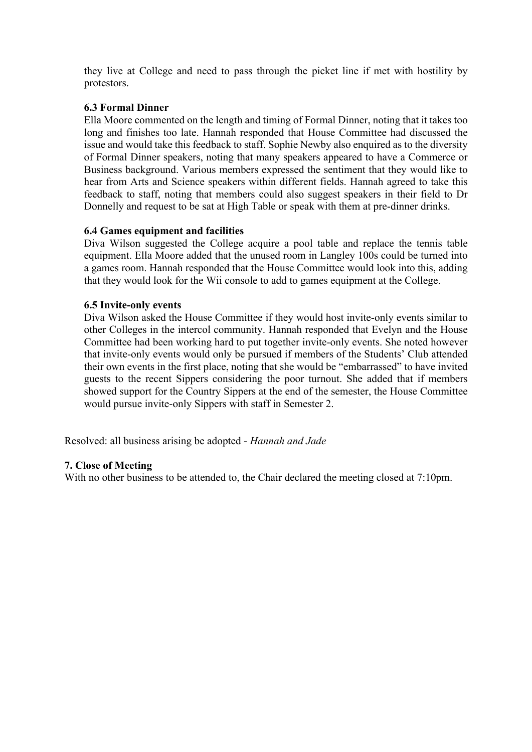they live at College and need to pass through the picket line if met with hostility by protestors.

### 6.3 Formal Dinner

Ella Moore commented on the length and timing of Formal Dinner, noting that it takes too long and finishes too late. Hannah responded that House Committee had discussed the issue and would take this feedback to staff. Sophie Newby also enquired as to the diversity of Formal Dinner speakers, noting that many speakers appeared to have a Commerce or Business background. Various members expressed the sentiment that they would like to hear from Arts and Science speakers within different fields. Hannah agreed to take this feedback to staff, noting that members could also suggest speakers in their field to Dr Donnelly and request to be sat at High Table or speak with them at pre-dinner drinks.

### 6.4 Games equipment and facilities

Diva Wilson suggested the College acquire a pool table and replace the tennis table equipment. Ella Moore added that the unused room in Langley 100s could be turned into a games room. Hannah responded that the House Committee would look into this, adding that they would look for the Wii console to add to games equipment at the College.

### 6.5 Invite-only events

Diva Wilson asked the House Committee if they would host invite-only events similar to other Colleges in the intercol community. Hannah responded that Evelyn and the House Committee had been working hard to put together invite-only events. She noted however that invite-only events would only be pursued if members of the Students' Club attended their own events in the first place, noting that she would be "embarrassed" to have invited guests to the recent Sippers considering the poor turnout. She added that if members showed support for the Country Sippers at the end of the semester, the House Committee would pursue invite-only Sippers with staff in Semester 2.

Resolved: all business arising be adopted - *Hannah and Jade*

## 7. Close of Meeting

With no other business to be attended to, the Chair declared the meeting closed at 7:10pm.